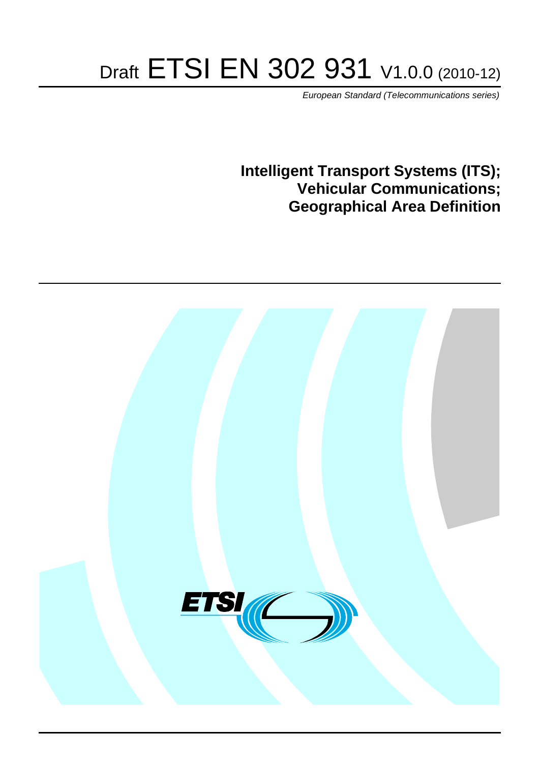# Draft ETSI EN 302 931 V1.0.0 (2010-12)

*European Standard (Telecommunications series)*

**Intelligent Transport Systems (ITS);**
**Vehicular Communications;**
**Geographical Area Definition**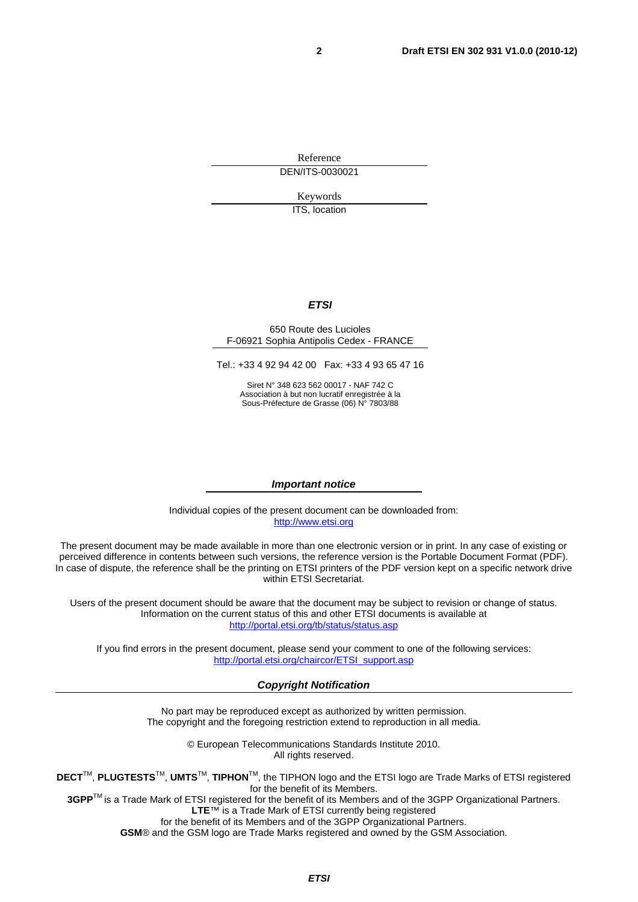Reference

DEN/ITS-0030021

Keywords

ITS, location

***ETSI***

650 Route des Lucioles
F-06921 Sophia Antipolis Cedex - FRANCE

Tel.: +33 4 92 94 42 00 Fax: +33 4 93 65 47 16

Siret N° 348 623 562 00017 - NAF 742 C
Association à but non lucratif enregistrée à la
Sous-Préfecture de Grasse (06) N° 7803/88

***Important notice***

Individual copies of the present document can be downloaded from:
http://www.etsi.org

The present document may be made available in more than one electronic version or in print. In any case of existing or perceived difference in contents between such versions, the reference version is the Portable Document Format (PDF). In case of dispute, the reference shall be the printing on ETSI printers of the PDF version kept on a specific network drive within ETSI Secretariat.

Users of the present document should be aware that the document may be subject to revision or change of status. Information on the current status of this and other ETSI documents is available at
http://portal.etsi.org/tb/status/status.asp

If you find errors in the present document, please send your comment to one of the following services:
http://portal.etsi.org/chaircor/ETSI_support.asp

***Copyright Notification***

No part may be reproduced except as authorized by written permission.
The copyright and the foregoing restriction extend to reproduction in all media.

© European Telecommunications Standards Institute 2010.
All rights reserved.

**DECT**™, **PLUGTESTS**™, **UMTS**™, **TIPHON**™, the TIPHON logo and the ETSI logo are Trade Marks of ETSI registered for the benefit of its Members.
**3GPP**™ is a Trade Mark of ETSI registered for the benefit of its Members and of the 3GPP Organizational Partners.
**LTE**™ is a Trade Mark of ETSI currently being registered
for the benefit of its Members and of the 3GPP Organizational Partners.
**GSM**® and the GSM logo are Trade Marks registered and owned by the GSM Association.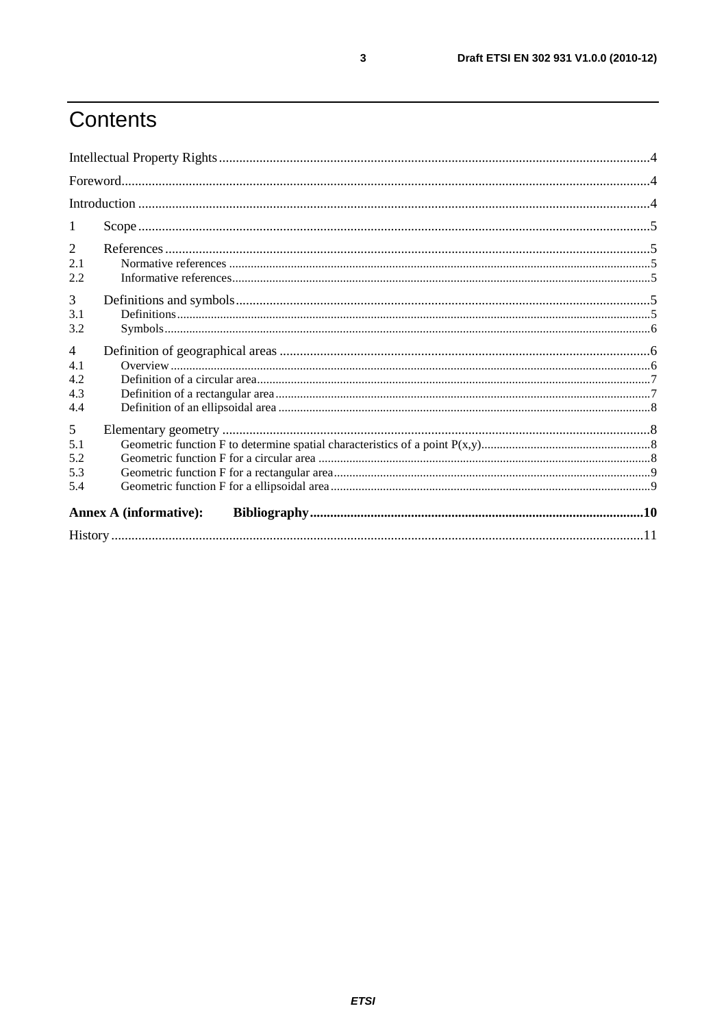# Contents

Intellectual Property Rights....4
Foreword....4
Introduction....4

1 Scope....5

2 References....5
2.1 Normative references....5
2.2 Informative references....5

3 Definitions and symbols....5
3.1 Definitions....5
3.2 Symbols....6

4 Definition of geographical areas....6
4.1 Overview....6
4.2 Definition of a circular area....7
4.3 Definition of a rectangular area....7
4.4 Definition of an ellipsoidal area....8

5 Elementary geometry....8
5.1 Geometric function F to determine spatial characteristics of a point P(x,y)....8
5.2 Geometric function F for a circular area....8
5.3 Geometric function F for a rectangular area....9
5.4 Geometric function F for a ellipsoidal area....9

**Annex A (informative): Bibliography....10**

History....11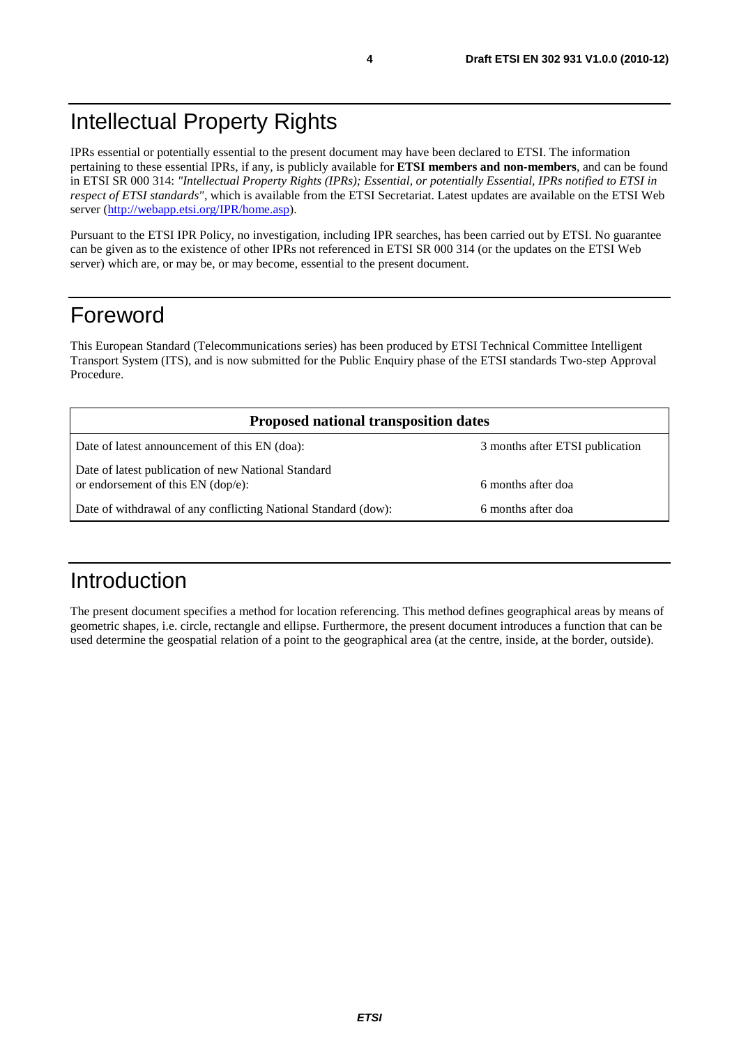# Intellectual Property Rights

IPRs essential or potentially essential to the present document may have been declared to ETSI. The information pertaining to these essential IPRs, if any, is publicly available for **ETSI members and non-members**, and can be found in ETSI SR 000 314: *"Intellectual Property Rights (IPRs); Essential, or potentially Essential, IPRs notified to ETSI in respect of ETSI standards"*, which is available from the ETSI Secretariat. Latest updates are available on the ETSI Web server (http://webapp.etsi.org/IPR/home.asp).

Pursuant to the ETSI IPR Policy, no investigation, including IPR searches, has been carried out by ETSI. No guarantee can be given as to the existence of other IPRs not referenced in ETSI SR 000 314 (or the updates on the ETSI Web server) which are, or may be, or may become, essential to the present document.

# Foreword

This European Standard (Telecommunications series) has been produced by ETSI Technical Committee Intelligent Transport System (ITS), and is now submitted for the Public Enquiry phase of the ETSI standards Two-step Approval Procedure.

| **Proposed national transposition dates** | |
|---|---|
| Date of latest announcement of this EN (doa): | 3 months after ETSI publication |
| Date of latest publication of new National Standard or endorsement of this EN (dop/e): | 6 months after doa |
| Date of withdrawal of any conflicting National Standard (dow): | 6 months after doa |

# Introduction

The present document specifies a method for location referencing. This method defines geographical areas by means of geometric shapes, i.e. circle, rectangle and ellipse. Furthermore, the present document introduces a function that can be used determine the geospatial relation of a point to the geographical area (at the centre, inside, at the border, outside).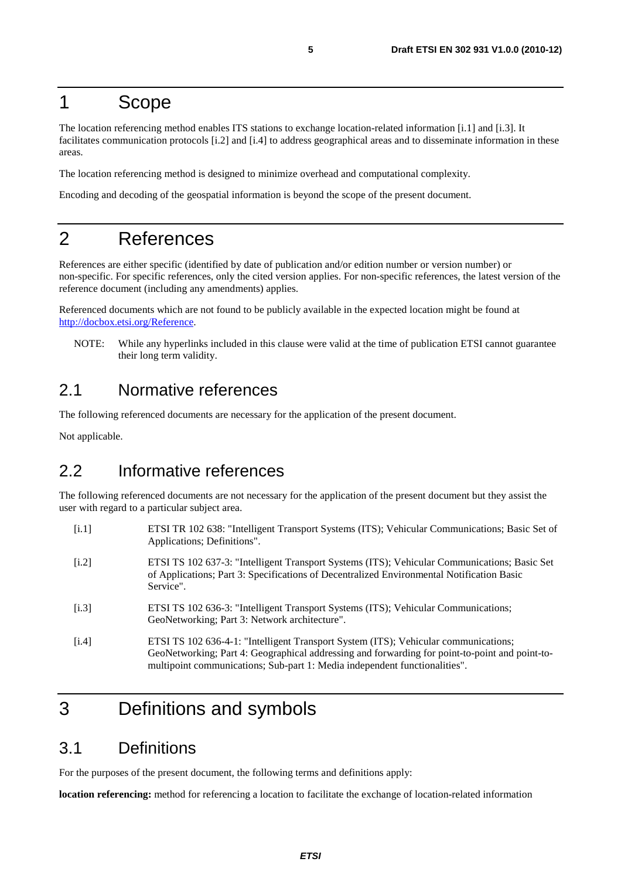# 1 Scope

The location referencing method enables ITS stations to exchange location-related information [i.1] and [i.3]. It facilitates communication protocols [i.2] and [i.4] to address geographical areas and to disseminate information in these areas.

The location referencing method is designed to minimize overhead and computational complexity.

Encoding and decoding of the geospatial information is beyond the scope of the present document.

# 2 References

References are either specific (identified by date of publication and/or edition number or version number) or non-specific. For specific references, only the cited version applies. For non-specific references, the latest version of the reference document (including any amendments) applies.

Referenced documents which are not found to be publicly available in the expected location might be found at http://docbox.etsi.org/Reference.

NOTE: While any hyperlinks included in this clause were valid at the time of publication ETSI cannot guarantee their long term validity.

## 2.1 Normative references

The following referenced documents are necessary for the application of the present document.

Not applicable.

## 2.2 Informative references

The following referenced documents are not necessary for the application of the present document but they assist the user with regard to a particular subject area.

[i.1] ETSI TR 102 638: "Intelligent Transport Systems (ITS); Vehicular Communications; Basic Set of Applications; Definitions".

[i.2] ETSI TS 102 637-3: "Intelligent Transport Systems (ITS); Vehicular Communications; Basic Set of Applications; Part 3: Specifications of Decentralized Environmental Notification Basic Service".

[i.3] ETSI TS 102 636-3: "Intelligent Transport Systems (ITS); Vehicular Communications; GeoNetworking; Part 3: Network architecture".

[i.4] ETSI TS 102 636-4-1: "Intelligent Transport System (ITS); Vehicular communications; GeoNetworking; Part 4: Geographical addressing and forwarding for point-to-point and point-to-multipoint communications; Sub-part 1: Media independent functionalities".

# 3 Definitions and symbols

## 3.1 Definitions

For the purposes of the present document, the following terms and definitions apply:

**location referencing:** method for referencing a location to facilitate the exchange of location-related information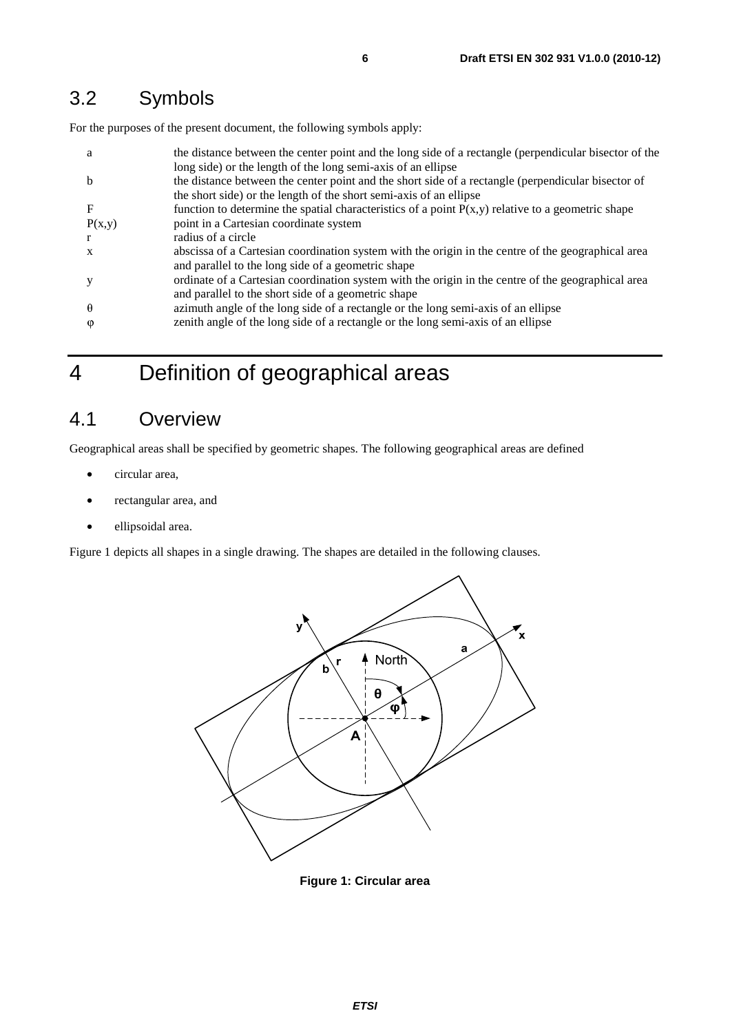## 3.2 Symbols

For the purposes of the present document, the following symbols apply:

| | |
|---|---|
| a | the distance between the center point and the long side of a rectangle (perpendicular bisector of the long side) or the length of the long semi-axis of an ellipse |
| b | the distance between the center point and the short side of a rectangle (perpendicular bisector of the short side) or the length of the short semi-axis of an ellipse |
| F | function to determine the spatial characteristics of a point P(x,y) relative to a geometric shape |
| P(x,y) | point in a Cartesian coordinate system |
| r | radius of a circle |
| x | abscissa of a Cartesian coordination system with the origin in the centre of the geographical area and parallel to the long side of a geometric shape |
| y | ordinate of a Cartesian coordination system with the origin in the centre of the geographical area and parallel to the short side of a geometric shape |
| $\theta$ | azimuth angle of the long side of a rectangle or the long semi-axis of an ellipse |
| $\varphi$ | zenith angle of the long side of a rectangle or the long semi-axis of an ellipse |

# 4 Definition of geographical areas

## 4.1 Overview

Geographical areas shall be specified by geometric shapes. The following geographical areas are defined

- circular area,
- rectangular area, and
- ellipsoidal area.

Figure 1 depicts all shapes in a single drawing. The shapes are detailed in the following clauses.

**Figure 1: Circular area**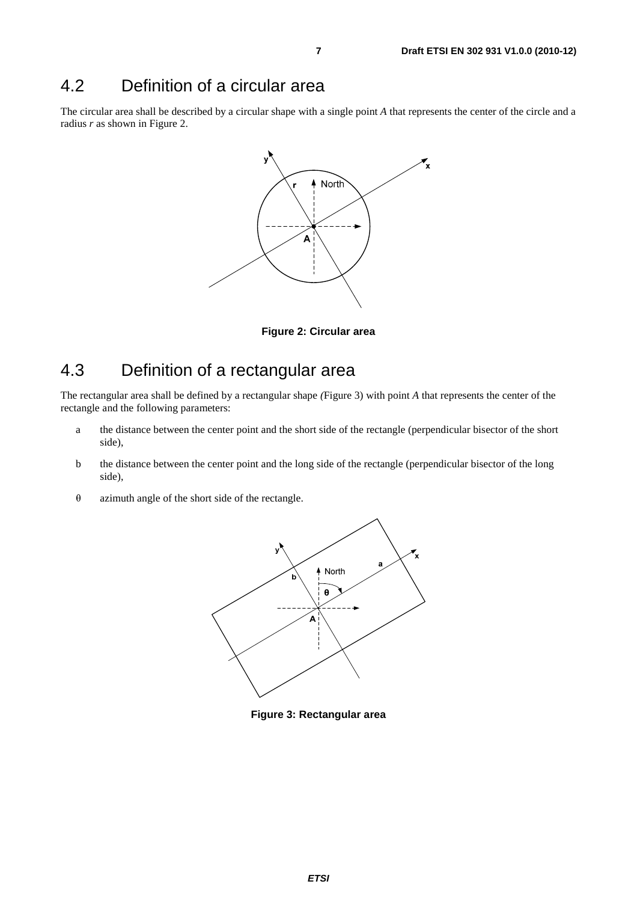## 4.2 Definition of a circular area

The circular area shall be described by a circular shape with a single point *A* that represents the center of the circle and a radius *r* as shown in Figure 2.

**Figure 2: Circular area**

## 4.3 Definition of a rectangular area

The rectangular area shall be defined by a rectangular shape *(*Figure 3) with point *A* that represents the center of the rectangle and the following parameters:

- a the distance between the center point and the short side of the rectangle (perpendicular bisector of the short side),
- b the distance between the center point and the long side of the rectangle (perpendicular bisector of the long side),
- $\theta$ azimuth angle of the short side of the rectangle.

**Figure 3: Rectangular area**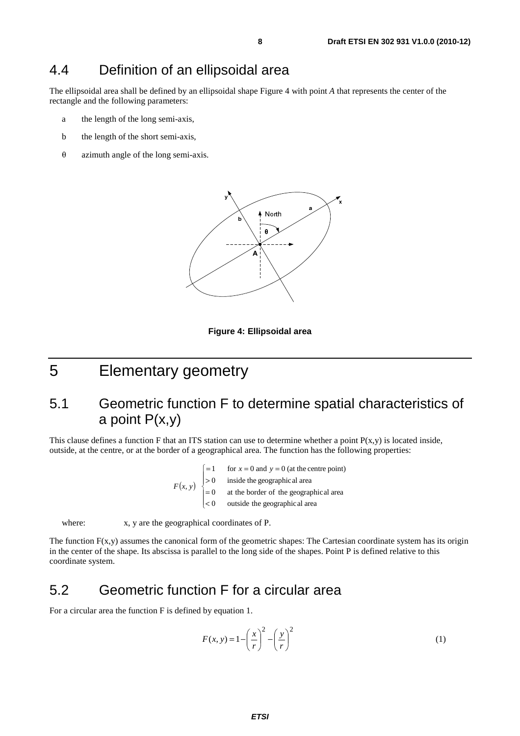## 4.4 Definition of an ellipsoidal area

The ellipsoidal area shall be defined by an ellipsoidal shape Figure 4 with point *A* that represents the center of the rectangle and the following parameters:

- a the length of the long semi-axis,
- b the length of the short semi-axis,
- θ azimuth angle of the long semi-axis.

**Figure 4: Ellipsoidal area**

# 5 Elementary geometry

## 5.1 Geometric function F to determine spatial characteristics of a point P(x,y)

This clause defines a function F that an ITS station can use to determine whether a point P(x,y) is located inside, outside, at the centre, or at the border of a geographical area. The function has the following properties:

$$F(x,y) \begin{cases} = 1 & \text{for } x = 0 \text{ and } y = 0 \text{ (at the centre point)} \\ > 0 & \text{inside the geographical area} \\ = 0 & \text{at the border of the geographical area} \\ < 0 & \text{outside the geographical area} \end{cases}$$

where: x, y are the geographical coordinates of P.

The function F(x,y) assumes the canonical form of the geometric shapes: The Cartesian coordinate system has its origin in the center of the shape. Its abscissa is parallel to the long side of the shapes. Point P is defined relative to this coordinate system.

## 5.2 Geometric function F for a circular area

For a circular area the function F is defined by equation 1.

$$F(x,y) = 1 - \left(\frac{x}{r}\right)^2 - \left(\frac{y}{r}\right)^2 \qquad (1)$$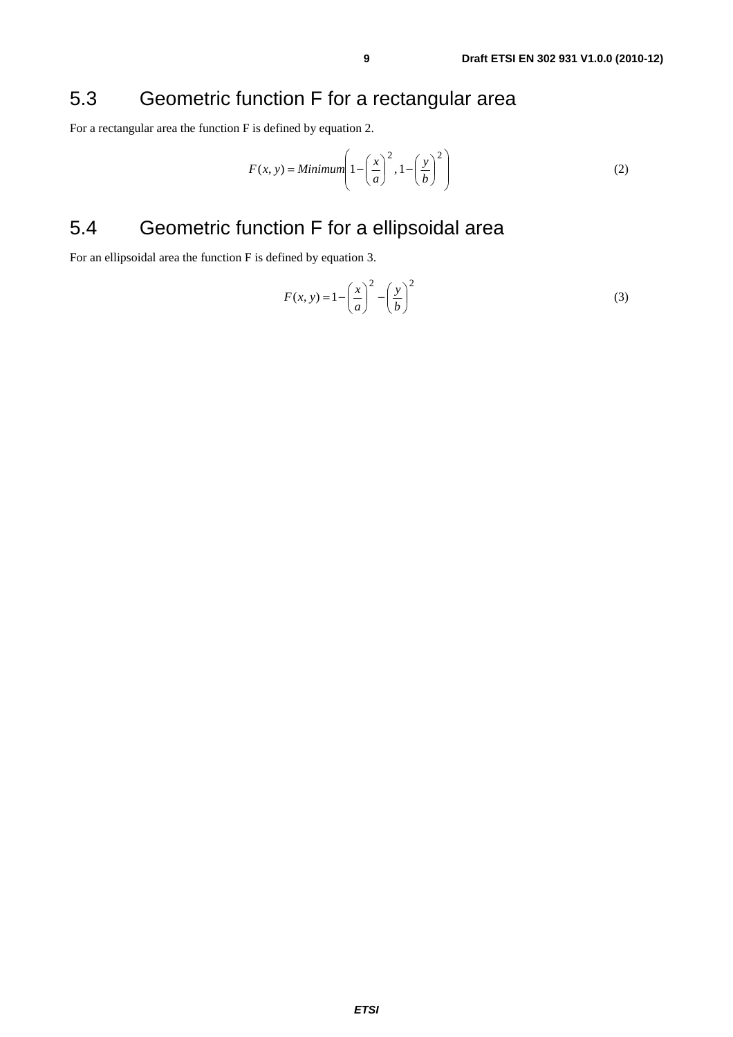## 5.3 Geometric function F for a rectangular area

For a rectangular area the function F is defined by equation 2.

$$F(x, y) = Minimum\left(1 - \left(\frac{x}{a}\right)^2, 1 - \left(\frac{y}{b}\right)^2\right) \tag{2}$$

## 5.4 Geometric function F for a ellipsoidal area

For an ellipsoidal area the function F is defined by equation 3.

$$F(x, y) = 1 - \left(\frac{x}{a}\right)^2 - \left(\frac{y}{b}\right)^2 \tag{3}$$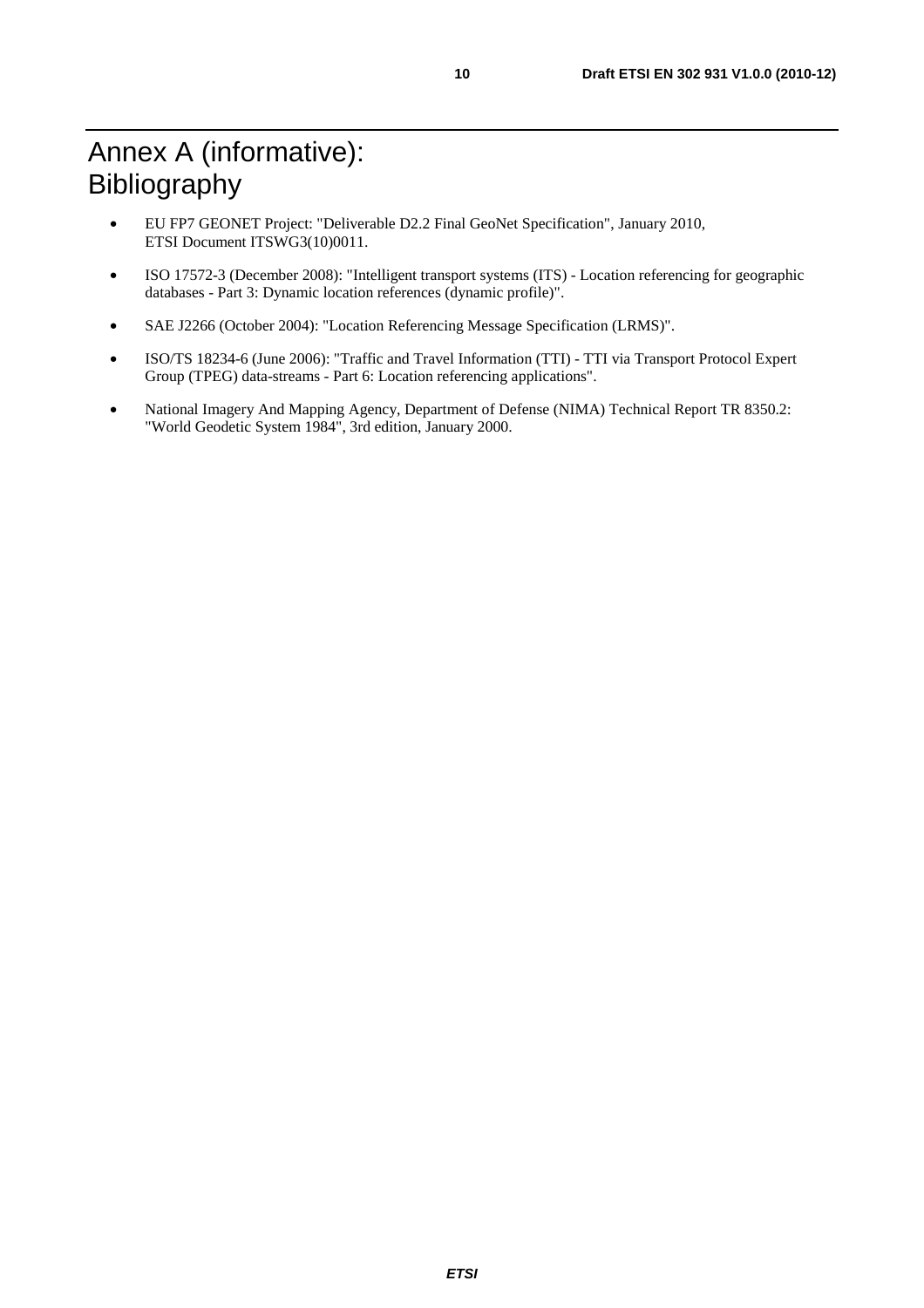# Annex A (informative): Bibliography

- EU FP7 GEONET Project: "Deliverable D2.2 Final GeoNet Specification", January 2010, ETSI Document ITSWG3(10)0011.
- ISO 17572-3 (December 2008): "Intelligent transport systems (ITS) - Location referencing for geographic databases - Part 3: Dynamic location references (dynamic profile)".
- SAE J2266 (October 2004): "Location Referencing Message Specification (LRMS)".
- ISO/TS 18234-6 (June 2006): "Traffic and Travel Information (TTI) - TTI via Transport Protocol Expert Group (TPEG) data-streams - Part 6: Location referencing applications".
- National Imagery And Mapping Agency, Department of Defense (NIMA) Technical Report TR 8350.2: "World Geodetic System 1984", 3rd edition, January 2000.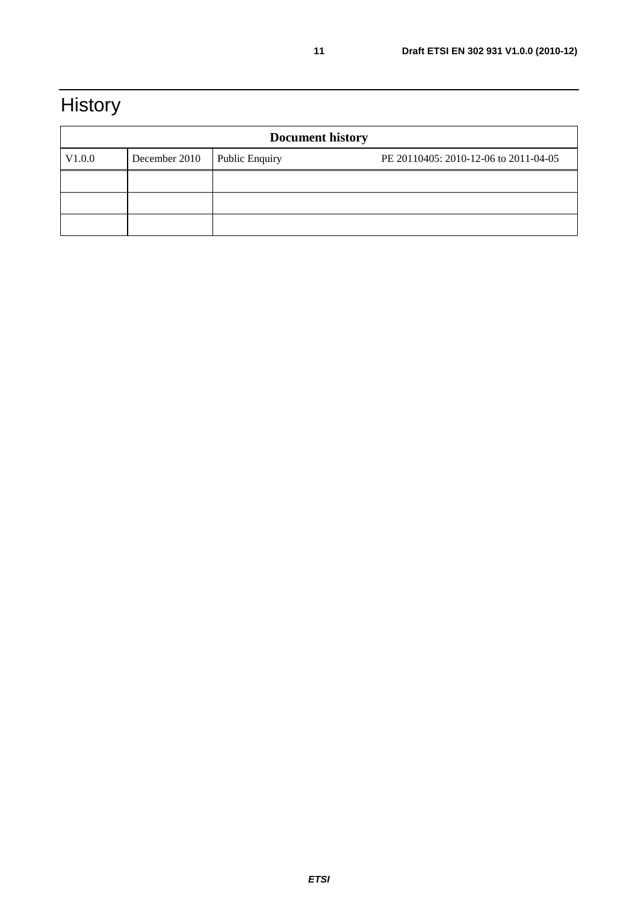# History

| Document history | | | |
|---|---|---|---|
| V1.0.0 | December 2010 | Public Enquiry | PE 20110405: 2010-12-06 to 2011-04-05 |
| | | | |
| | | | |
| | | | |